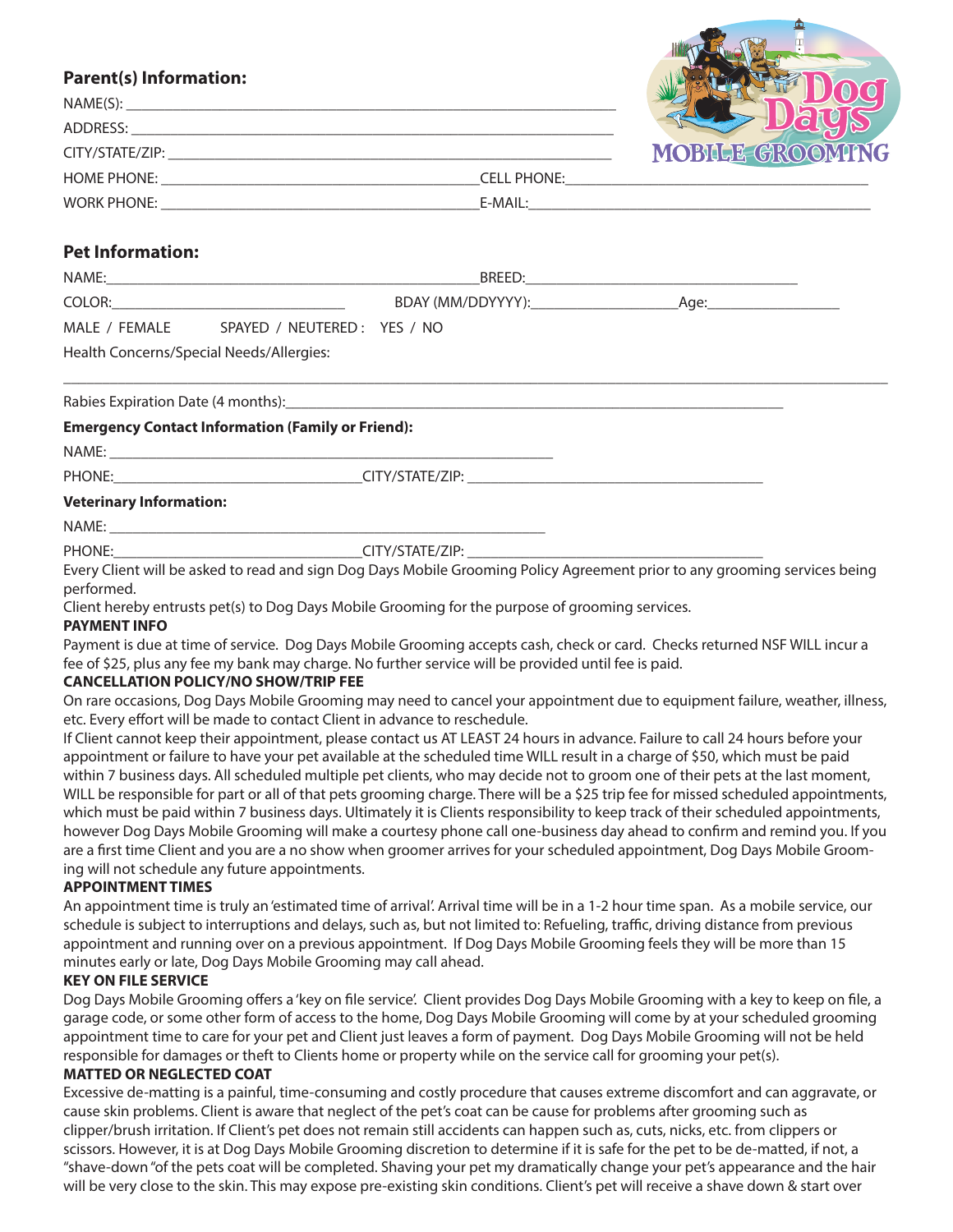## Parent(s) Information:

NAME(S): ___________________________________________________________

ADDRESS: ___________________________________________________________

CITY/STATE/ZIP: _____________________________________________________

HOME PHONE: _______________________________________ CELL PHONE: _______________________________________

WORK PHONE: _______________________________________ E-MAIL: ___________________________________________

## Pet Information:

NAME: _______________________________________________ BREED: _________________________________

COLOR: ______________________________ BDAY (MM/DDYYYY): __________________ Age: ________________

MALE / FEMALE SPAYED / NEUTERED : YES / NO

Health Concerns/Special Needs/Allergies:

_____________________________________________________________________________________________

Rabies Expiration Date (4 months): _______________________________________________________________

**Emergency Contact Information (Family or Friend):**

NAME: ______________________________________________________

PHONE: ______________________________ CITY/STATE/ZIP: _____________________________________

**Veterinary Information:**

NAME: ______________________________________________________

PHONE: ______________________________ CITY/STATE/ZIP: _____________________________________

Every Client will be asked to read and sign Dog Days Mobile Grooming Policy Agreement prior to any grooming services being performed.

Client hereby entrusts pet(s) to Dog Days Mobile Grooming for the purpose of grooming services.

**PAYMENT INFO**

Payment is due at time of service. Dog Days Mobile Grooming accepts cash, check or card. Checks returned NSF WILL incur a fee of $25, plus any fee my bank may charge. No further service will be provided until fee is paid.

**CANCELLATION POLICY/NO SHOW/TRIP FEE**

On rare occasions, Dog Days Mobile Grooming may need to cancel your appointment due to equipment failure, weather, illness, etc. Every effort will be made to contact Client in advance to reschedule.

If Client cannot keep their appointment, please contact us AT LEAST 24 hours in advance. Failure to call 24 hours before your appointment or failure to have your pet available at the scheduled time WILL result in a charge of $50, which must be paid within 7 business days. All scheduled multiple pet clients, who may decide not to groom one of their pets at the last moment, WILL be responsible for part or all of that pets grooming charge. There will be a $25 trip fee for missed scheduled appointments, which must be paid within 7 business days. Ultimately it is Clients responsibility to keep track of their scheduled appointments, however Dog Days Mobile Grooming will make a courtesy phone call one-business day ahead to confirm and remind you. If you are a first time Client and you are a no show when groomer arrives for your scheduled appointment, Dog Days Mobile Grooming will not schedule any future appointments.

**APPOINTMENT TIMES**

An appointment time is truly an 'estimated time of arrival'. Arrival time will be in a 1-2 hour time span. As a mobile service, our schedule is subject to interruptions and delays, such as, but not limited to: Refueling, traffic, driving distance from previous appointment and running over on a previous appointment. If Dog Days Mobile Grooming feels they will be more than 15 minutes early or late, Dog Days Mobile Grooming may call ahead.

**KEY ON FILE SERVICE**

Dog Days Mobile Grooming offers a 'key on file service'. Client provides Dog Days Mobile Grooming with a key to keep on file, a garage code, or some other form of access to the home, Dog Days Mobile Grooming will come by at your scheduled grooming appointment time to care for your pet and Client just leaves a form of payment. Dog Days Mobile Grooming will not be held responsible for damages or theft to Clients home or property while on the service call for grooming your pet(s).

**MATTED OR NEGLECTED COAT**

Excessive de-matting is a painful, time-consuming and costly procedure that causes extreme discomfort and can aggravate, or cause skin problems. Client is aware that neglect of the pet's coat can be cause for problems after grooming such as clipper/brush irritation. If Client's pet does not remain still accidents can happen such as, cuts, nicks, etc. from clippers or scissors. However, it is at Dog Days Mobile Grooming discretion to determine if it is safe for the pet to be de-matted, if not, a "shave-down" of the pets coat will be completed. Shaving your pet my dramatically change your pet's appearance and the hair will be very close to the skin. This may expose pre-existing skin conditions. Client's pet will receive a shave down & start over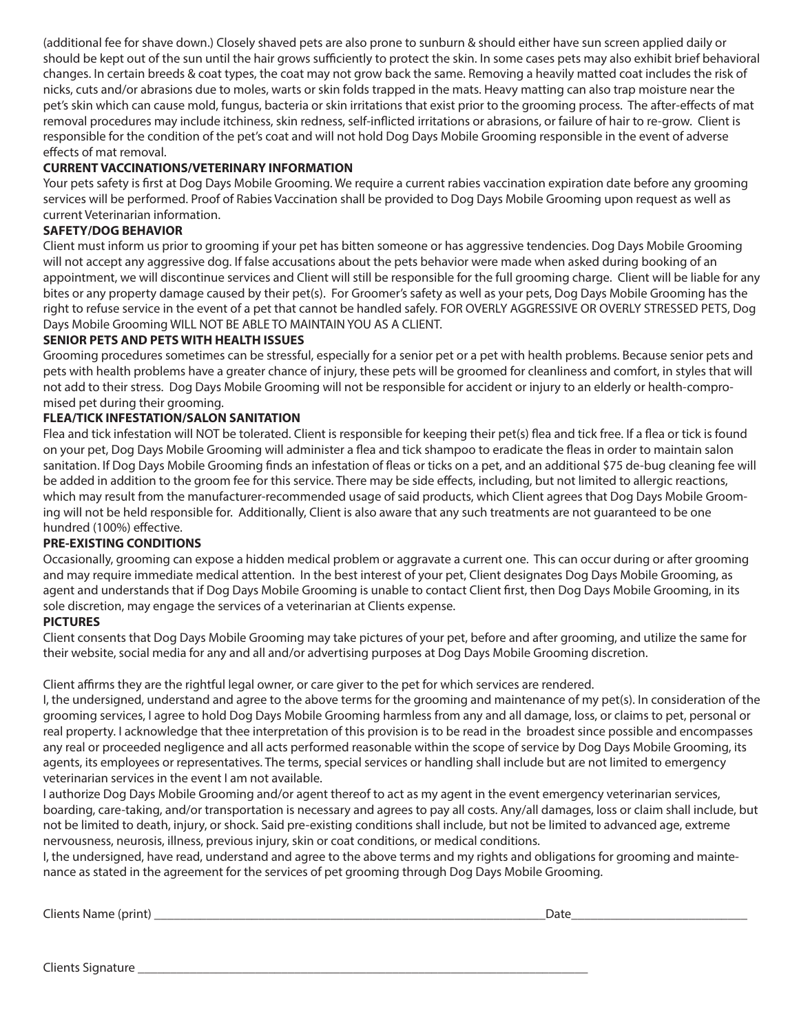(additional fee for shave down.) Closely shaved pets are also prone to sunburn & should either have sun screen applied daily or should be kept out of the sun until the hair grows sufficiently to protect the skin. In some cases pets may also exhibit brief behavioral changes. In certain breeds & coat types, the coat may not grow back the same. Removing a heavily matted coat includes the risk of nicks, cuts and/or abrasions due to moles, warts or skin folds trapped in the mats. Heavy matting can also trap moisture near the pet's skin which can cause mold, fungus, bacteria or skin irritations that exist prior to the grooming process. The after-effects of mat removal procedures may include itchiness, skin redness, self-inflicted irritations or abrasions, or failure of hair to re-grow. Client is responsible for the condition of the pet's coat and will not hold Dog Days Mobile Grooming responsible in the event of adverse effects of mat removal.

**CURRENT VACCINATIONS/VETERINARY INFORMATION**

Your pets safety is first at Dog Days Mobile Grooming. We require a current rabies vaccination expiration date before any grooming services will be performed. Proof of Rabies Vaccination shall be provided to Dog Days Mobile Grooming upon request as well as current Veterinarian information.

**SAFETY/DOG BEHAVIOR**

Client must inform us prior to grooming if your pet has bitten someone or has aggressive tendencies. Dog Days Mobile Grooming will not accept any aggressive dog. If false accusations about the pets behavior were made when asked during booking of an appointment, we will discontinue services and Client will still be responsible for the full grooming charge. Client will be liable for any bites or any property damage caused by their pet(s). For Groomer's safety as well as your pets, Dog Days Mobile Grooming has the right to refuse service in the event of a pet that cannot be handled safely. FOR OVERLY AGGRESSIVE OR OVERLY STRESSED PETS, Dog Days Mobile Grooming WILL NOT BE ABLE TO MAINTAIN YOU AS A CLIENT.

**SENIOR PETS AND PETS WITH HEALTH ISSUES**

Grooming procedures sometimes can be stressful, especially for a senior pet or a pet with health problems. Because senior pets and pets with health problems have a greater chance of injury, these pets will be groomed for cleanliness and comfort, in styles that will not add to their stress. Dog Days Mobile Grooming will not be responsible for accident or injury to an elderly or health-compromised pet during their grooming.

**FLEA/TICK INFESTATION/SALON SANITATION**

Flea and tick infestation will NOT be tolerated. Client is responsible for keeping their pet(s) flea and tick free. If a flea or tick is found on your pet, Dog Days Mobile Grooming will administer a flea and tick shampoo to eradicate the fleas in order to maintain salon sanitation. If Dog Days Mobile Grooming finds an infestation of fleas or ticks on a pet, and an additional $75 de-bug cleaning fee will be added in addition to the groom fee for this service. There may be side effects, including, but not limited to allergic reactions, which may result from the manufacturer-recommended usage of said products, which Client agrees that Dog Days Mobile Grooming will not be held responsible for. Additionally, Client is also aware that any such treatments are not guaranteed to be one hundred (100%) effective.

**PRE-EXISTING CONDITIONS**

Occasionally, grooming can expose a hidden medical problem or aggravate a current one. This can occur during or after grooming and may require immediate medical attention. In the best interest of your pet, Client designates Dog Days Mobile Grooming, as agent and understands that if Dog Days Mobile Grooming is unable to contact Client first, then Dog Days Mobile Grooming, in its sole discretion, may engage the services of a veterinarian at Clients expense.

**PICTURES**

Client consents that Dog Days Mobile Grooming may take pictures of your pet, before and after grooming, and utilize the same for their website, social media for any and all and/or advertising purposes at Dog Days Mobile Grooming discretion.

Client affirms they are the rightful legal owner, or care giver to the pet for which services are rendered.

I, the undersigned, understand and agree to the above terms for the grooming and maintenance of my pet(s). In consideration of the grooming services, I agree to hold Dog Days Mobile Grooming harmless from any and all damage, loss, or claims to pet, personal or real property. I acknowledge that thee interpretation of this provision is to be read in the broadest since possible and encompasses any real or proceeded negligence and all acts performed reasonable within the scope of service by Dog Days Mobile Grooming, its agents, its employees or representatives. The terms, special services or handling shall include but are not limited to emergency veterinarian services in the event I am not available.

I authorize Dog Days Mobile Grooming and/or agent thereof to act as my agent in the event emergency veterinarian services, boarding, care-taking, and/or transportation is necessary and agrees to pay all costs. Any/all damages, loss or claim shall include, but not be limited to death, injury, or shock. Said pre-existing conditions shall include, but not be limited to advanced age, extreme nervousness, neurosis, illness, previous injury, skin or coat conditions, or medical conditions.

I, the undersigned, have read, understand and agree to the above terms and my rights and obligations for grooming and maintenance as stated in the agreement for the services of pet grooming through Dog Days Mobile Grooming.

Clients Name (print) ______________________________________________ Date______________________

Clients Signature ______________________________________________________